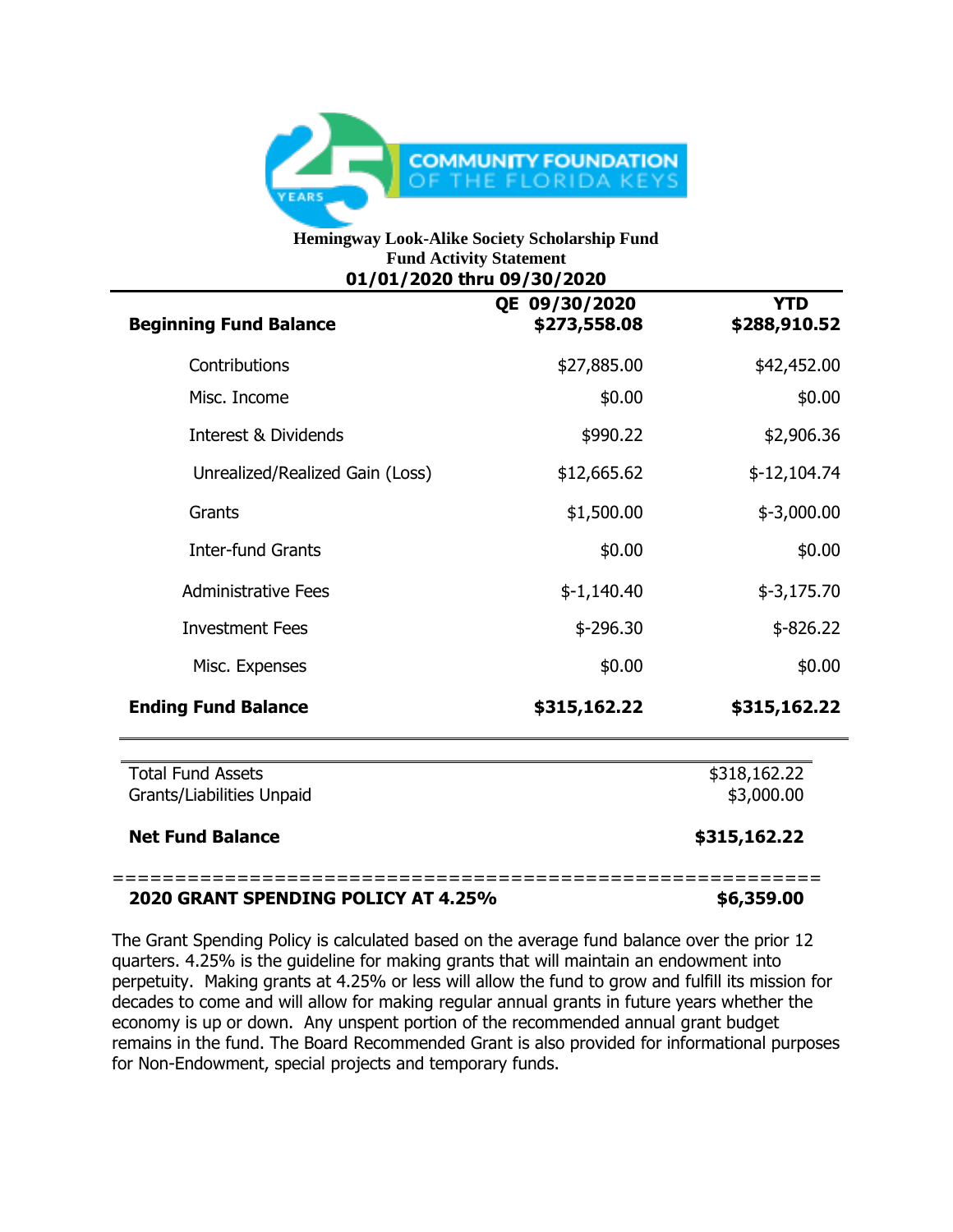COMMUNITY FOUNDATION OF THE FLORIDA KEYS

**Hemingway Look-Alike Society Scholarship Fund**
**Fund Activity Statement**
**01/01/2020 thru 09/30/2020**

| | QE 09/30/2020 | YTD |
|---|---|---|
| **Beginning Fund Balance** | **$273,558.08** | **$288,910.52** |
| Contributions | $27,885.00 | $42,452.00 |
| Misc. Income | $0.00 | $0.00 |
| Interest & Dividends | $990.22 | $2,906.36 |
| Unrealized/Realized Gain (Loss) | $12,665.62 | $-12,104.74 |
| Grants | $1,500.00 | $-3,000.00 |
| Inter-fund Grants | $0.00 | $0.00 |
| Administrative Fees | $-1,140.40 | $-3,175.70 |
| Investment Fees | $-296.30 | $-826.22 |
| Misc. Expenses | $0.00 | $0.00 |
| **Ending Fund Balance** | **$315,162.22** | **$315,162.22** |

| | |
|---|---|
| Total Fund Assets | $318,162.22 |
| Grants/Liabilities Unpaid | $3,000.00 |
| **Net Fund Balance** | **$315,162.22** |

**2020 GRANT SPENDING POLICY AT 4.25%** **$6,359.00**

The Grant Spending Policy is calculated based on the average fund balance over the prior 12 quarters. 4.25% is the guideline for making grants that will maintain an endowment into perpetuity. Making grants at 4.25% or less will allow the fund to grow and fulfill its mission for decades to come and will allow for making regular annual grants in future years whether the economy is up or down. Any unspent portion of the recommended annual grant budget remains in the fund. The Board Recommended Grant is also provided for informational purposes for Non-Endowment, special projects and temporary funds.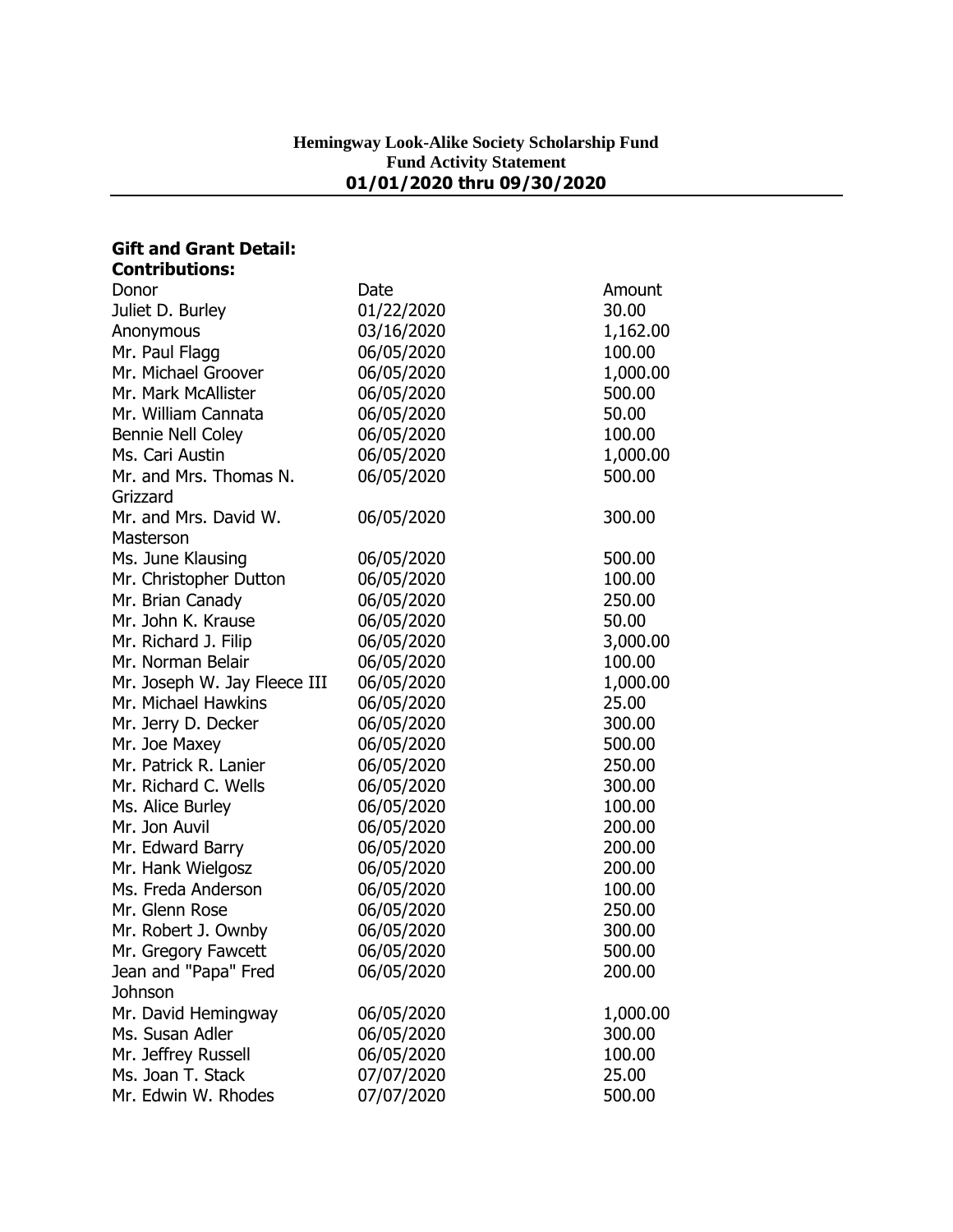**Hemingway Look-Alike Society Scholarship Fund**
**Fund Activity Statement**
**01/01/2020 thru 09/30/2020**

**Gift and Grant Detail:**
**Contributions:**

| Donor | Date | Amount |
| --- | --- | --- |
| Juliet D. Burley | 01/22/2020 | 30.00 |
| Anonymous | 03/16/2020 | 1,162.00 |
| Mr. Paul Flagg | 06/05/2020 | 100.00 |
| Mr. Michael Groover | 06/05/2020 | 1,000.00 |
| Mr. Mark McAllister | 06/05/2020 | 500.00 |
| Mr. William Cannata | 06/05/2020 | 50.00 |
| Bennie Nell Coley | 06/05/2020 | 100.00 |
| Ms. Cari Austin | 06/05/2020 | 1,000.00 |
| Mr. and Mrs. Thomas N. Grizzard | 06/05/2020 | 500.00 |
| Mr. and Mrs. David W. Masterson | 06/05/2020 | 300.00 |
| Ms. June Klausing | 06/05/2020 | 500.00 |
| Mr. Christopher Dutton | 06/05/2020 | 100.00 |
| Mr. Brian Canady | 06/05/2020 | 250.00 |
| Mr. John K. Krause | 06/05/2020 | 50.00 |
| Mr. Richard J. Filip | 06/05/2020 | 3,000.00 |
| Mr. Norman Belair | 06/05/2020 | 100.00 |
| Mr. Joseph W. Jay Fleece III | 06/05/2020 | 1,000.00 |
| Mr. Michael Hawkins | 06/05/2020 | 25.00 |
| Mr. Jerry D. Decker | 06/05/2020 | 300.00 |
| Mr. Joe Maxey | 06/05/2020 | 500.00 |
| Mr. Patrick R. Lanier | 06/05/2020 | 250.00 |
| Mr. Richard C. Wells | 06/05/2020 | 300.00 |
| Ms. Alice Burley | 06/05/2020 | 100.00 |
| Mr. Jon Auvil | 06/05/2020 | 200.00 |
| Mr. Edward Barry | 06/05/2020 | 200.00 |
| Mr. Hank Wielgosz | 06/05/2020 | 200.00 |
| Ms. Freda Anderson | 06/05/2020 | 100.00 |
| Mr. Glenn Rose | 06/05/2020 | 250.00 |
| Mr. Robert J. Ownby | 06/05/2020 | 300.00 |
| Mr. Gregory Fawcett | 06/05/2020 | 500.00 |
| Jean and "Papa" Fred Johnson | 06/05/2020 | 200.00 |
| Mr. David Hemingway | 06/05/2020 | 1,000.00 |
| Ms. Susan Adler | 06/05/2020 | 300.00 |
| Mr. Jeffrey Russell | 06/05/2020 | 100.00 |
| Ms. Joan T. Stack | 07/07/2020 | 25.00 |
| Mr. Edwin W. Rhodes | 07/07/2020 | 500.00 |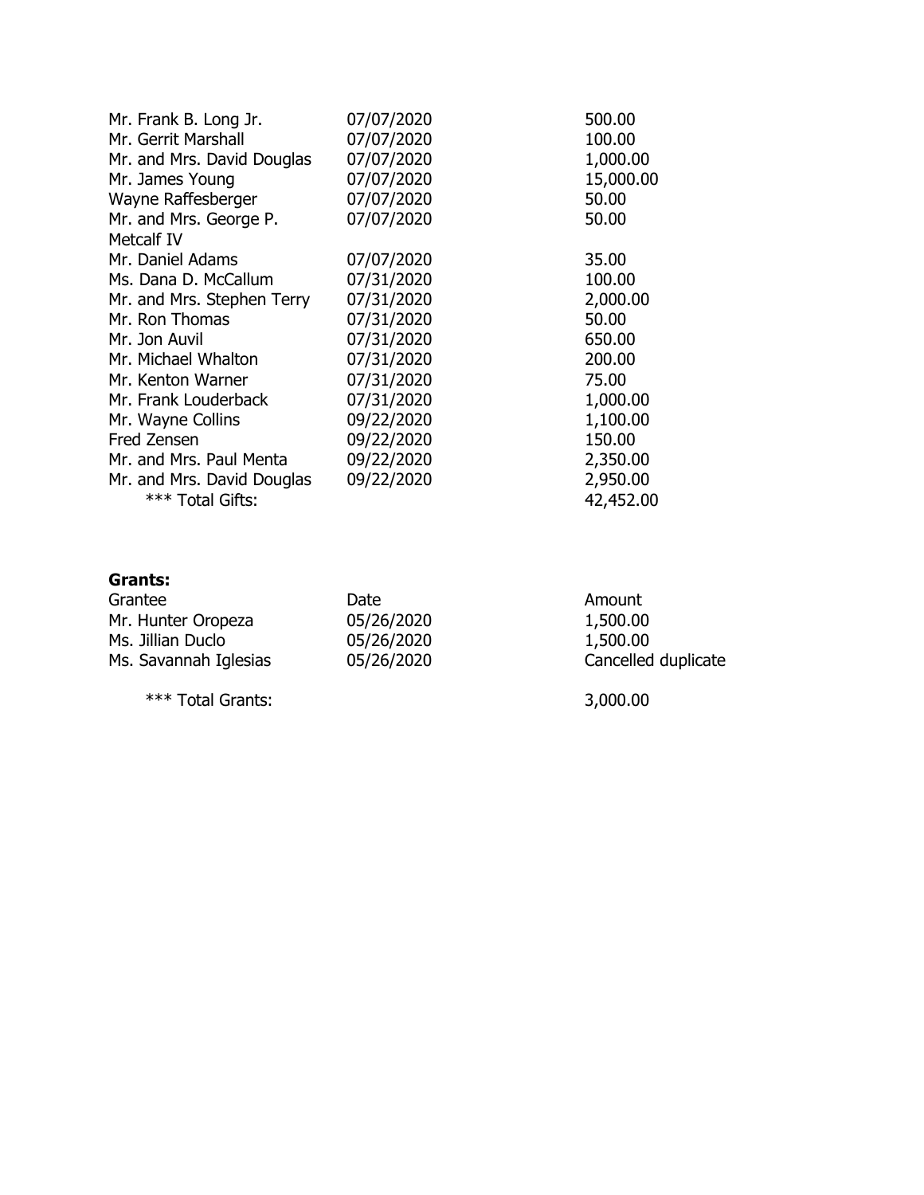| | | |
|---|---|---|
| Mr. Frank B. Long Jr. | 07/07/2020 | 500.00 |
| Mr. Gerrit Marshall | 07/07/2020 | 100.00 |
| Mr. and Mrs. David Douglas | 07/07/2020 | 1,000.00 |
| Mr. James Young | 07/07/2020 | 15,000.00 |
| Wayne Raffesberger | 07/07/2020 | 50.00 |
| Mr. and Mrs. George P. Metcalf IV | 07/07/2020 | 50.00 |
| Mr. Daniel Adams | 07/07/2020 | 35.00 |
| Ms. Dana D. McCallum | 07/31/2020 | 100.00 |
| Mr. and Mrs. Stephen Terry | 07/31/2020 | 2,000.00 |
| Mr. Ron Thomas | 07/31/2020 | 50.00 |
| Mr. Jon Auvil | 07/31/2020 | 650.00 |
| Mr. Michael Whalton | 07/31/2020 | 200.00 |
| Mr. Kenton Warner | 07/31/2020 | 75.00 |
| Mr. Frank Louderback | 07/31/2020 | 1,000.00 |
| Mr. Wayne Collins | 09/22/2020 | 1,100.00 |
| Fred Zensen | 09/22/2020 | 150.00 |
| Mr. and Mrs. Paul Menta | 09/22/2020 | 2,350.00 |
| Mr. and Mrs. David Douglas | 09/22/2020 | 2,950.00 |
| *** Total Gifts: | | 42,452.00 |

**Grants:**

| Grantee | Date | Amount |
|---|---|---|
| Mr. Hunter Oropeza | 05/26/2020 | 1,500.00 |
| Ms. Jillian Duclo | 05/26/2020 | 1,500.00 |
| Ms. Savannah Iglesias | 05/26/2020 | Cancelled duplicate |
| *** Total Grants: | | 3,000.00 |